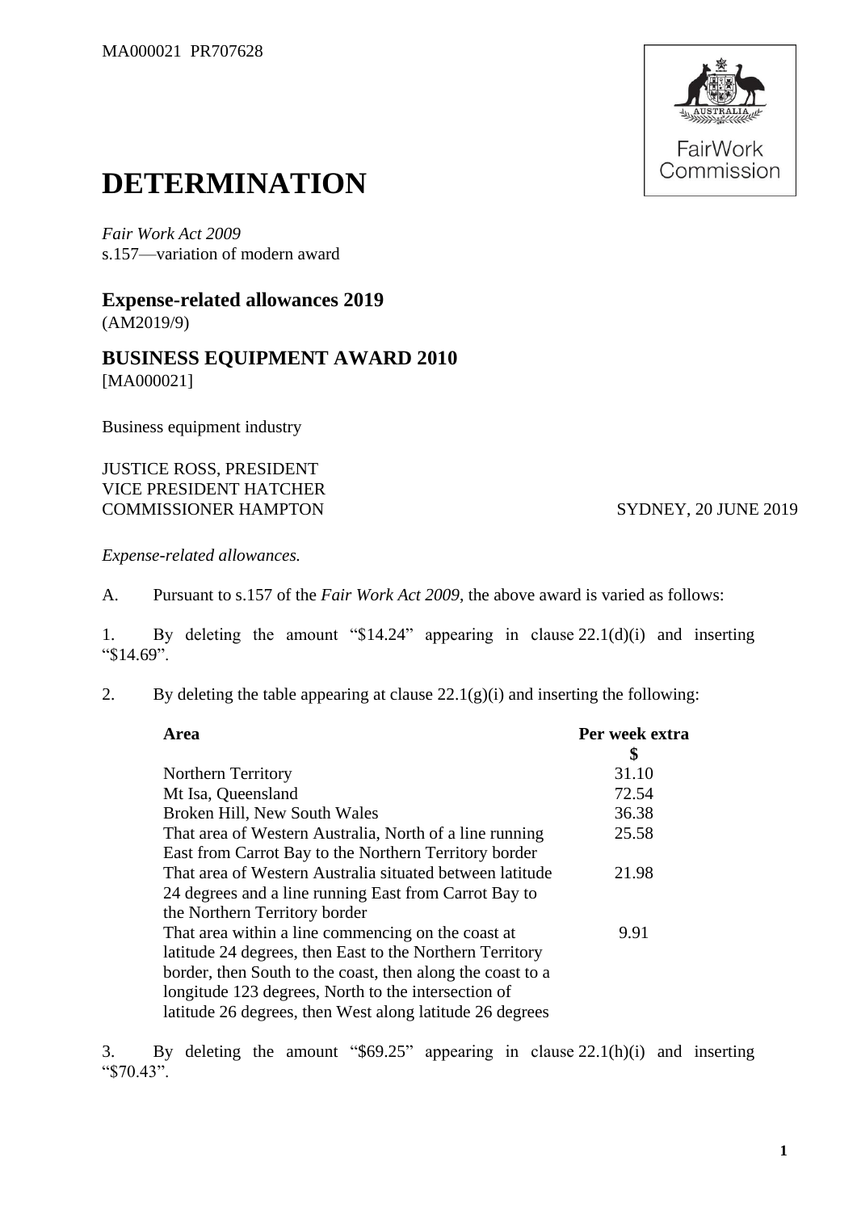MA000021 PR707628

# DETERMINATION

*Fair Work Act 2009*
s.157—variation of modern award

## Expense-related allowances 2019

(AM2019/9)

## BUSINESS EQUIPMENT AWARD 2010

[MA000021]

Business equipment industry

JUSTICE ROSS, PRESIDENT
VICE PRESIDENT HATCHER
COMMISSIONER HAMPTON

SYDNEY, 20 JUNE 2019

*Expense-related allowances.*

A. Pursuant to s.157 of the *Fair Work Act 2009*, the above award is varied as follows:

1. By deleting the amount "$14.24" appearing in clause 22.1(d)(i) and inserting "$14.69".

2. By deleting the table appearing at clause 22.1(g)(i) and inserting the following:

| **Area** | **Per week extra $** |
|---|---|
| Northern Territory | 31.10 |
| Mt Isa, Queensland | 72.54 |
| Broken Hill, New South Wales | 36.38 |
| That area of Western Australia, North of a line running East from Carrot Bay to the Northern Territory border | 25.58 |
| That area of Western Australia situated between latitude 24 degrees and a line running East from Carrot Bay to the Northern Territory border | 21.98 |
| That area within a line commencing on the coast at latitude 24 degrees, then East to the Northern Territory border, then South to the coast, then along the coast to a longitude 123 degrees, North to the intersection of latitude 26 degrees, then West along latitude 26 degrees | 9.91 |

3. By deleting the amount "$69.25" appearing in clause 22.1(h)(i) and inserting "$70.43".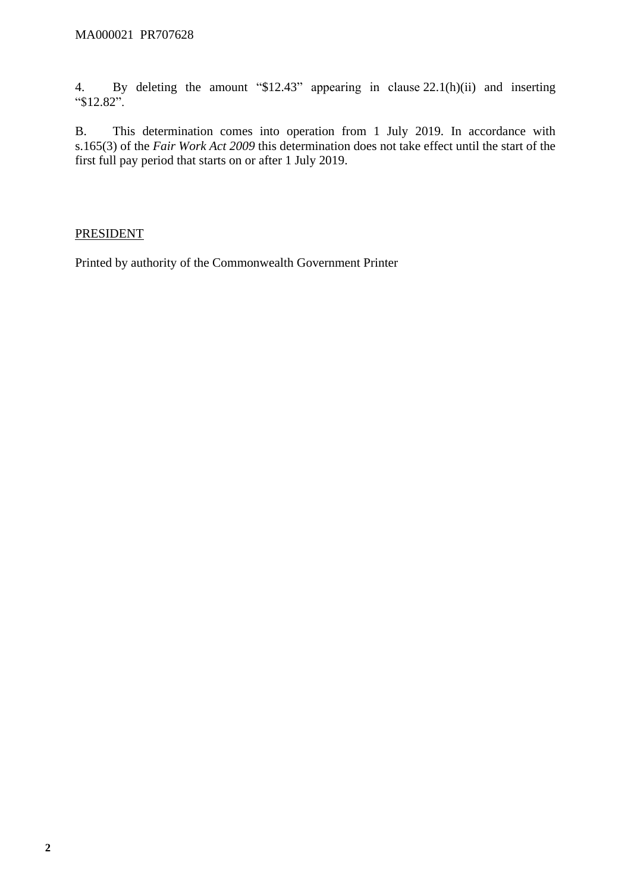4. By deleting the amount “$12.43” appearing in clause 22.1(h)(ii) and inserting “$12.82”.

B. This determination comes into operation from 1 July 2019. In accordance with s.165(3) of the *Fair Work Act 2009* this determination does not take effect until the start of the first full pay period that starts on or after 1 July 2019.

PRESIDENT

Printed by authority of the Commonwealth Government Printer